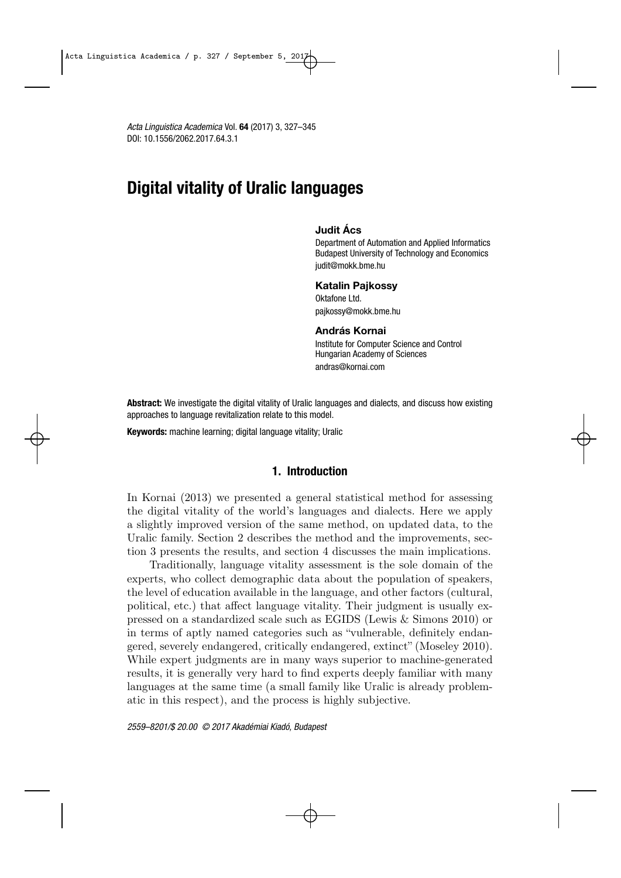# Digital vitality of Uralic languages

**Judit Ács**
Department of Automation and Applied Informatics
Budapest University of Technology and Economics
judit@mokk.bme.hu

**Katalin Pajkossy**
Oktafone Ltd.
pajkossy@mokk.bme.hu

**András Kornai**
Institute for Computer Science and Control
Hungarian Academy of Sciences
andras@kornai.com

**Abstract:** We investigate the digital vitality of Uralic languages and dialects, and discuss how existing approaches to language revitalization relate to this model.

**Keywords:** machine learning; digital language vitality; Uralic

## 1. Introduction

In Kornai (2013) we presented a general statistical method for assessing the digital vitality of the world's languages and dialects. Here we apply a slightly improved version of the same method, on updated data, to the Uralic family. Section 2 describes the method and the improvements, section 3 presents the results, and section 4 discusses the main implications.

Traditionally, language vitality assessment is the sole domain of the experts, who collect demographic data about the population of speakers, the level of education available in the language, and other factors (cultural, political, etc.) that affect language vitality. Their judgment is usually expressed on a standardized scale such as EGIDS (Lewis & Simons 2010) or in terms of aptly named categories such as "vulnerable, definitely endangered, severely endangered, critically endangered, extinct" (Moseley 2010). While expert judgments are in many ways superior to machine-generated results, it is generally very hard to find experts deeply familiar with many languages at the same time (a small family like Uralic is already problematic in this respect), and the process is highly subjective.

*2559–8201/$ 20.00 © 2017 Akadémiai Kiadó, Budapest*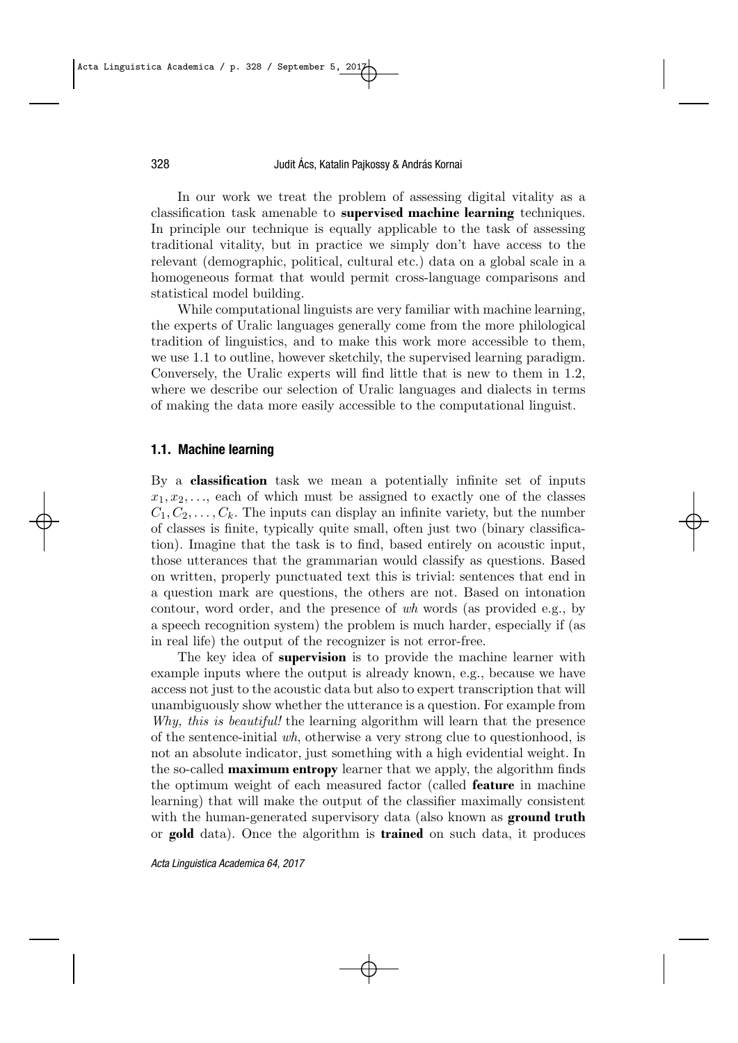In our work we treat the problem of assessing digital vitality as a classification task amenable to **supervised machine learning** techniques. In principle our technique is equally applicable to the task of assessing traditional vitality, but in practice we simply don't have access to the relevant (demographic, political, cultural etc.) data on a global scale in a homogeneous format that would permit cross-language comparisons and statistical model building.

While computational linguists are very familiar with machine learning, the experts of Uralic languages generally come from the more philological tradition of linguistics, and to make this work more accessible to them, we use 1.1 to outline, however sketchily, the supervised learning paradigm. Conversely, the Uralic experts will find little that is new to them in 1.2, where we describe our selection of Uralic languages and dialects in terms of making the data more easily accessible to the computational linguist.

### 1.1. Machine learning

By a **classification** task we mean a potentially infinite set of inputs $x_1, x_2, \ldots$, each of which must be assigned to exactly one of the classes $C_1, C_2, \ldots, C_k$. The inputs can display an infinite variety, but the number of classes is finite, typically quite small, often just two (binary classification). Imagine that the task is to find, based entirely on acoustic input, those utterances that the grammarian would classify as questions. Based on written, properly punctuated text this is trivial: sentences that end in a question mark are questions, the others are not. Based on intonation contour, word order, and the presence of *wh* words (as provided e.g., by a speech recognition system) the problem is much harder, especially if (as in real life) the output of the recognizer is not error-free.

The key idea of **supervision** is to provide the machine learner with example inputs where the output is already known, e.g., because we have access not just to the acoustic data but also to expert transcription that will unambiguously show whether the utterance is a question. For example from *Why, this is beautiful!* the learning algorithm will learn that the presence of the sentence-initial *wh*, otherwise a very strong clue to questionhood, is not an absolute indicator, just something with a high evidential weight. In the so-called **maximum entropy** learner that we apply, the algorithm finds the optimum weight of each measured factor (called **feature** in machine learning) that will make the output of the classifier maximally consistent with the human-generated supervisory data (also known as **ground truth** or **gold** data). Once the algorithm is **trained** on such data, it produces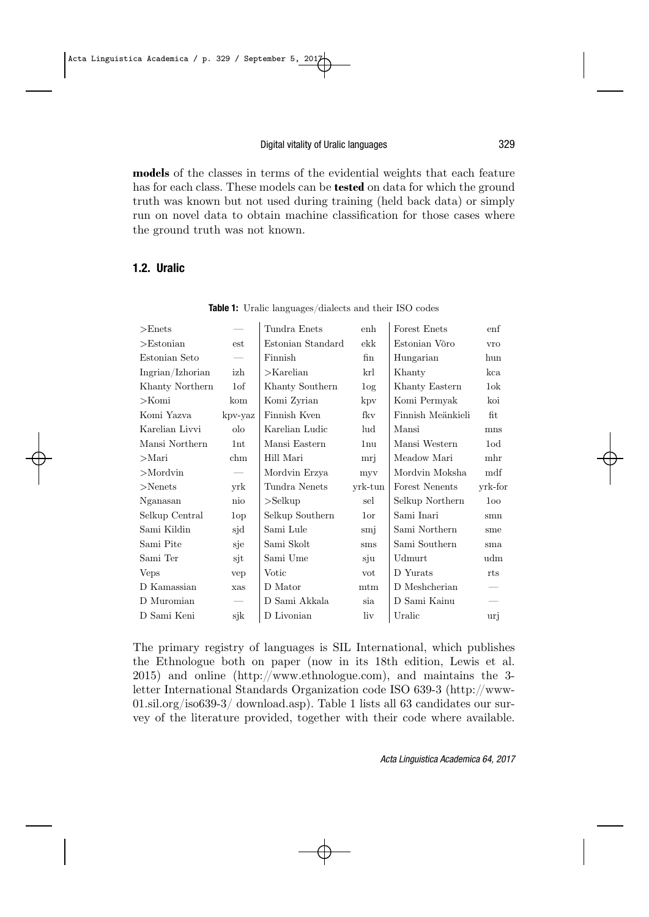**models** of the classes in terms of the evidential weights that each feature has for each class. These models can be **tested** on data for which the ground truth was known but not used during training (held back data) or simply run on novel data to obtain machine classification for those cases where the ground truth was not known.

## 1.2. Uralic

**Table 1:** Uralic languages/dialects and their ISO codes

| | | | | | |
|---|---|---|---|---|---|
| >Enets | — | Tundra Enets | enh | Forest Enets | enf |
| >Estonian | est | Estonian Standard | ekk | Estonian Võro | vro |
| Estonian Seto | — | Finnish | fin | Hungarian | hun |
| Ingrian/Izhorian | izh | >Karelian | krl | Khanty | kca |
| Khanty Northern | 1of | Khanty Southern | 1og | Khanty Eastern | 1ok |
| >Komi | kom | Komi Zyrian | kpv | Komi Permyak | koi |
| Komi Yazva | kpv-yaz | Finnish Kven | fkv | Finnish Meänkieli | fit |
| Karelian Livvi | olo | Karelian Ludic | lud | Mansi | mns |
| Mansi Northern | 1nt | Mansi Eastern | 1nu | Mansi Western | 1od |
| >Mari | chm | Hill Mari | mrj | Meadow Mari | mhr |
| >Mordvin | — | Mordvin Erzya | myv | Mordvin Moksha | mdf |
| >Nenets | yrk | Tundra Nenets | yrk-tun | Forest Nenents | yrk-for |
| Nganasan | nio | >Selkup | sel | Selkup Northern | 1oo |
| Selkup Central | 1op | Selkup Southern | 1or | Sami Inari | smn |
| Sami Kildin | sjd | Sami Lule | smj | Sami Northern | sme |
| Sami Pite | sje | Sami Skolt | sms | Sami Southern | sma |
| Sami Ter | sjt | Sami Ume | sju | Udmurt | udm |
| Veps | vep | Votic | vot | D Yurats | rts |
| D Kamassian | xas | D Mator | mtm | D Meshcherian | — |
| D Muromian | — | D Sami Akkala | sia | D Sami Kainu | — |
| D Sami Keni | sjk | D Livonian | liv | Uralic | urj |

The primary registry of languages is SIL International, which publishes the Ethnologue both on paper (now in its 18th edition, Lewis et al. 2015) and online (http://www.ethnologue.com), and maintains the 3-letter International Standards Organization code ISO 639-3 (http://www-01.sil.org/iso639-3/ download.asp). Table 1 lists all 63 candidates our survey of the literature provided, together with their code where available.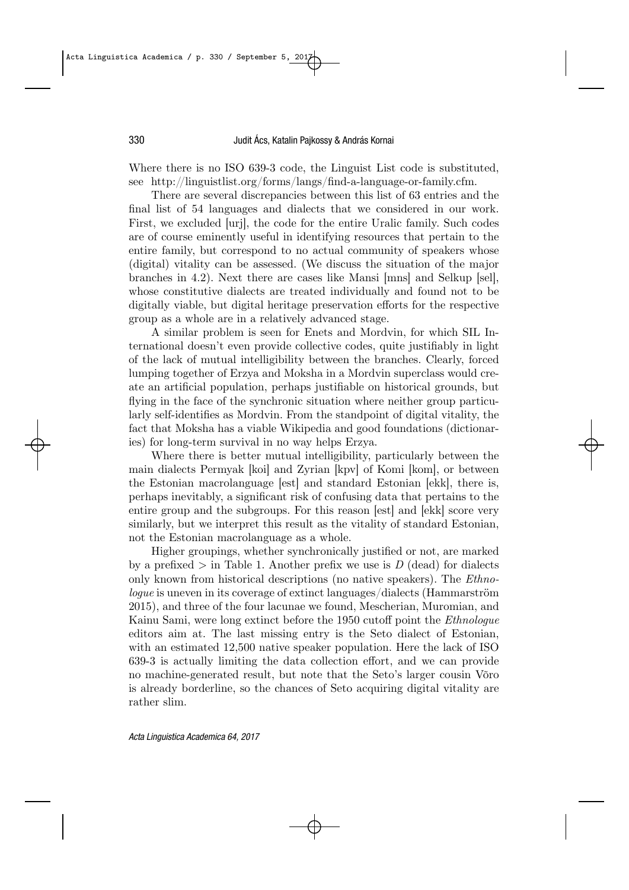Where there is no ISO 639-3 code, the Linguist List code is substituted, see http://linguistlist.org/forms/langs/find-a-language-or-family.cfm.

There are several discrepancies between this list of 63 entries and the final list of 54 languages and dialects that we considered in our work. First, we excluded [urj], the code for the entire Uralic family. Such codes are of course eminently useful in identifying resources that pertain to the entire family, but correspond to no actual community of speakers whose (digital) vitality can be assessed. (We discuss the situation of the major branches in 4.2). Next there are cases like Mansi [mns] and Selkup [sel], whose constitutive dialects are treated individually and found not to be digitally viable, but digital heritage preservation efforts for the respective group as a whole are in a relatively advanced stage.

A similar problem is seen for Enets and Mordvin, for which SIL International doesn't even provide collective codes, quite justifiably in light of the lack of mutual intelligibility between the branches. Clearly, forced lumping together of Erzya and Moksha in a Mordvin superclass would create an artificial population, perhaps justifiable on historical grounds, but flying in the face of the synchronic situation where neither group particularly self-identifies as Mordvin. From the standpoint of digital vitality, the fact that Moksha has a viable Wikipedia and good foundations (dictionaries) for long-term survival in no way helps Erzya.

Where there is better mutual intelligibility, particularly between the main dialects Permyak [koi] and Zyrian [kpv] of Komi [kom], or between the Estonian macrolanguage [est] and standard Estonian [ekk], there is, perhaps inevitably, a significant risk of confusing data that pertains to the entire group and the subgroups. For this reason [est] and [ekk] score very similarly, but we interpret this result as the vitality of standard Estonian, not the Estonian macrolanguage as a whole.

Higher groupings, whether synchronically justified or not, are marked by a prefixed > in Table 1. Another prefix we use is $D$ (dead) for dialects only known from historical descriptions (no native speakers). The *Ethnologue* is uneven in its coverage of extinct languages/dialects (Hammarström 2015), and three of the four lacunae we found, Mescherian, Muromian, and Kainu Sami, were long extinct before the 1950 cutoff point the *Ethnologue* editors aim at. The last missing entry is the Seto dialect of Estonian, with an estimated 12,500 native speaker population. Here the lack of ISO 639-3 is actually limiting the data collection effort, and we can provide no machine-generated result, but note that the Seto's larger cousin Võro is already borderline, so the chances of Seto acquiring digital vitality are rather slim.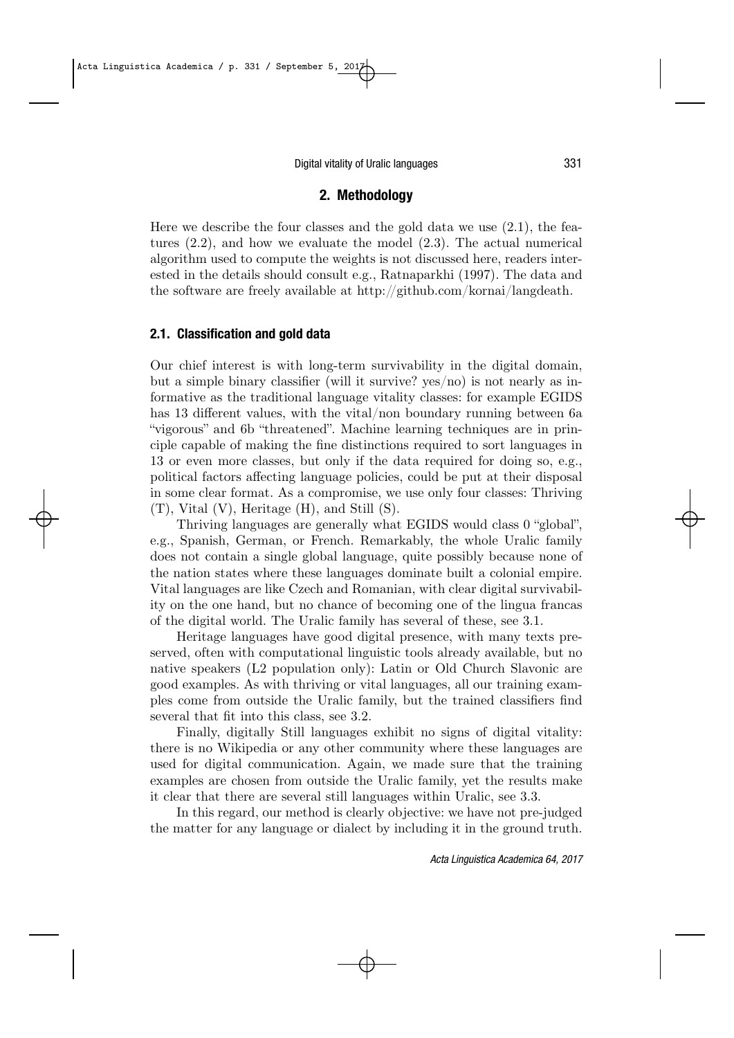## 2. Methodology

Here we describe the four classes and the gold data we use (2.1), the features (2.2), and how we evaluate the model (2.3). The actual numerical algorithm used to compute the weights is not discussed here, readers interested in the details should consult e.g., Ratnaparkhi (1997). The data and the software are freely available at http://github.com/kornai/langdeath.

### 2.1. Classification and gold data

Our chief interest is with long-term survivability in the digital domain, but a simple binary classifier (will it survive? yes/no) is not nearly as informative as the traditional language vitality classes: for example EGIDS has 13 different values, with the vital/non boundary running between 6a "vigorous" and 6b "threatened". Machine learning techniques are in principle capable of making the fine distinctions required to sort languages in 13 or even more classes, but only if the data required for doing so, e.g., political factors affecting language policies, could be put at their disposal in some clear format. As a compromise, we use only four classes: Thriving (T), Vital (V), Heritage (H), and Still (S).

Thriving languages are generally what EGIDS would class 0 "global", e.g., Spanish, German, or French. Remarkably, the whole Uralic family does not contain a single global language, quite possibly because none of the nation states where these languages dominate built a colonial empire. Vital languages are like Czech and Romanian, with clear digital survivability on the one hand, but no chance of becoming one of the lingua francas of the digital world. The Uralic family has several of these, see 3.1.

Heritage languages have good digital presence, with many texts preserved, often with computational linguistic tools already available, but no native speakers (L2 population only): Latin or Old Church Slavonic are good examples. As with thriving or vital languages, all our training examples come from outside the Uralic family, but the trained classifiers find several that fit into this class, see 3.2.

Finally, digitally Still languages exhibit no signs of digital vitality: there is no Wikipedia or any other community where these languages are used for digital communication. Again, we made sure that the training examples are chosen from outside the Uralic family, yet the results make it clear that there are several still languages within Uralic, see 3.3.

In this regard, our method is clearly objective: we have not pre-judged the matter for any language or dialect by including it in the ground truth.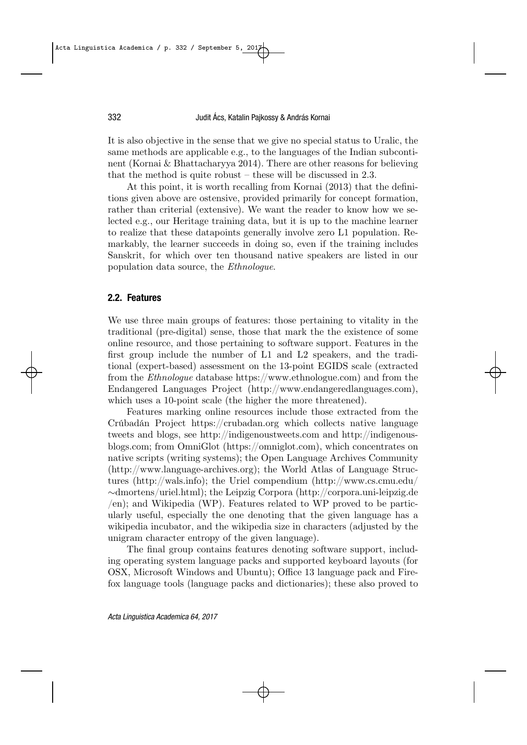It is also objective in the sense that we give no special status to Uralic, the same methods are applicable e.g., to the languages of the Indian subcontinent (Kornai & Bhattacharyya 2014). There are other reasons for believing that the method is quite robust – these will be discussed in 2.3.

At this point, it is worth recalling from Kornai (2013) that the definitions given above are ostensive, provided primarily for concept formation, rather than criterial (extensive). We want the reader to know how we selected e.g., our Heritage training data, but it is up to the machine learner to realize that these datapoints generally involve zero L1 population. Remarkably, the learner succeeds in doing so, even if the training includes Sanskrit, for which over ten thousand native speakers are listed in our population data source, the *Ethnologue*.

## 2.2. Features

We use three main groups of features: those pertaining to vitality in the traditional (pre-digital) sense, those that mark the the existence of some online resource, and those pertaining to software support. Features in the first group include the number of L1 and L2 speakers, and the traditional (expert-based) assessment on the 13-point EGIDS scale (extracted from the *Ethnologue* database https://www.ethnologue.com) and from the Endangered Languages Project (http://www.endangeredlanguages.com), which uses a 10-point scale (the higher the more threatened).

Features marking online resources include those extracted from the Crúbadán Project https://crubadan.org which collects native language tweets and blogs, see http://indigenoustweets.com and http://indigenousblogs.com; from OmniGlot (https://omniglot.com), which concentrates on native scripts (writing systems); the Open Language Archives Community (http://www.language-archives.org); the World Atlas of Language Structures (http://wals.info); the Uriel compendium (http://www.cs.cmu.edu/∼dmortens/uriel.html); the Leipzig Corpora (http://corpora.uni-leipzig.de/en); and Wikipedia (WP). Features related to WP proved to be particularly useful, especially the one denoting that the given language has a wikipedia incubator, and the wikipedia size in characters (adjusted by the unigram character entropy of the given language).

The final group contains features denoting software support, including operating system language packs and supported keyboard layouts (for OSX, Microsoft Windows and Ubuntu); Office 13 language pack and Firefox language tools (language packs and dictionaries); these also proved to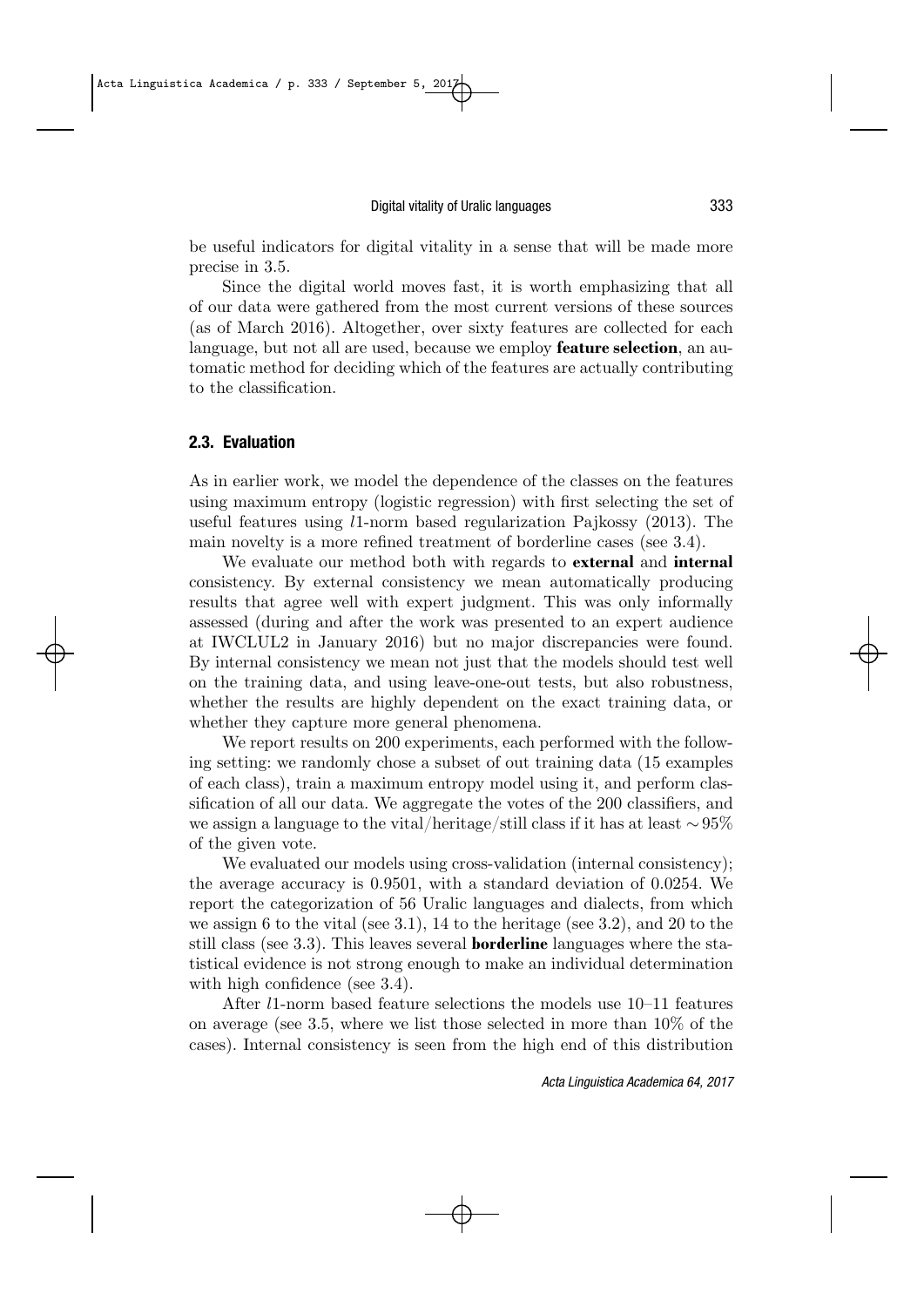be useful indicators for digital vitality in a sense that will be made more precise in 3.5.

Since the digital world moves fast, it is worth emphasizing that all of our data were gathered from the most current versions of these sources (as of March 2016). Altogether, over sixty features are collected for each language, but not all are used, because we employ **feature selection**, an automatic method for deciding which of the features are actually contributing to the classification.

## 2.3. Evaluation

As in earlier work, we model the dependence of the classes on the features using maximum entropy (logistic regression) with first selecting the set of useful features using $l1$-norm based regularization Pajkossy (2013). The main novelty is a more refined treatment of borderline cases (see 3.4).

We evaluate our method both with regards to **external** and **internal** consistency. By external consistency we mean automatically producing results that agree well with expert judgment. This was only informally assessed (during and after the work was presented to an expert audience at IWCLUL2 in January 2016) but no major discrepancies were found. By internal consistency we mean not just that the models should test well on the training data, and using leave-one-out tests, but also robustness, whether the results are highly dependent on the exact training data, or whether they capture more general phenomena.

We report results on 200 experiments, each performed with the following setting: we randomly chose a subset of out training data (15 examples of each class), train a maximum entropy model using it, and perform classification of all our data. We aggregate the votes of the 200 classifiers, and we assign a language to the vital/heritage/still class if it has at least $\sim 95\%$ of the given vote.

We evaluated our models using cross-validation (internal consistency); the average accuracy is 0.9501, with a standard deviation of 0.0254. We report the categorization of 56 Uralic languages and dialects, from which we assign 6 to the vital (see 3.1), 14 to the heritage (see 3.2), and 20 to the still class (see 3.3). This leaves several **borderline** languages where the statistical evidence is not strong enough to make an individual determination with high confidence (see 3.4).

After $l1$-norm based feature selections the models use 10–11 features on average (see 3.5, where we list those selected in more than 10% of the cases). Internal consistency is seen from the high end of this distribution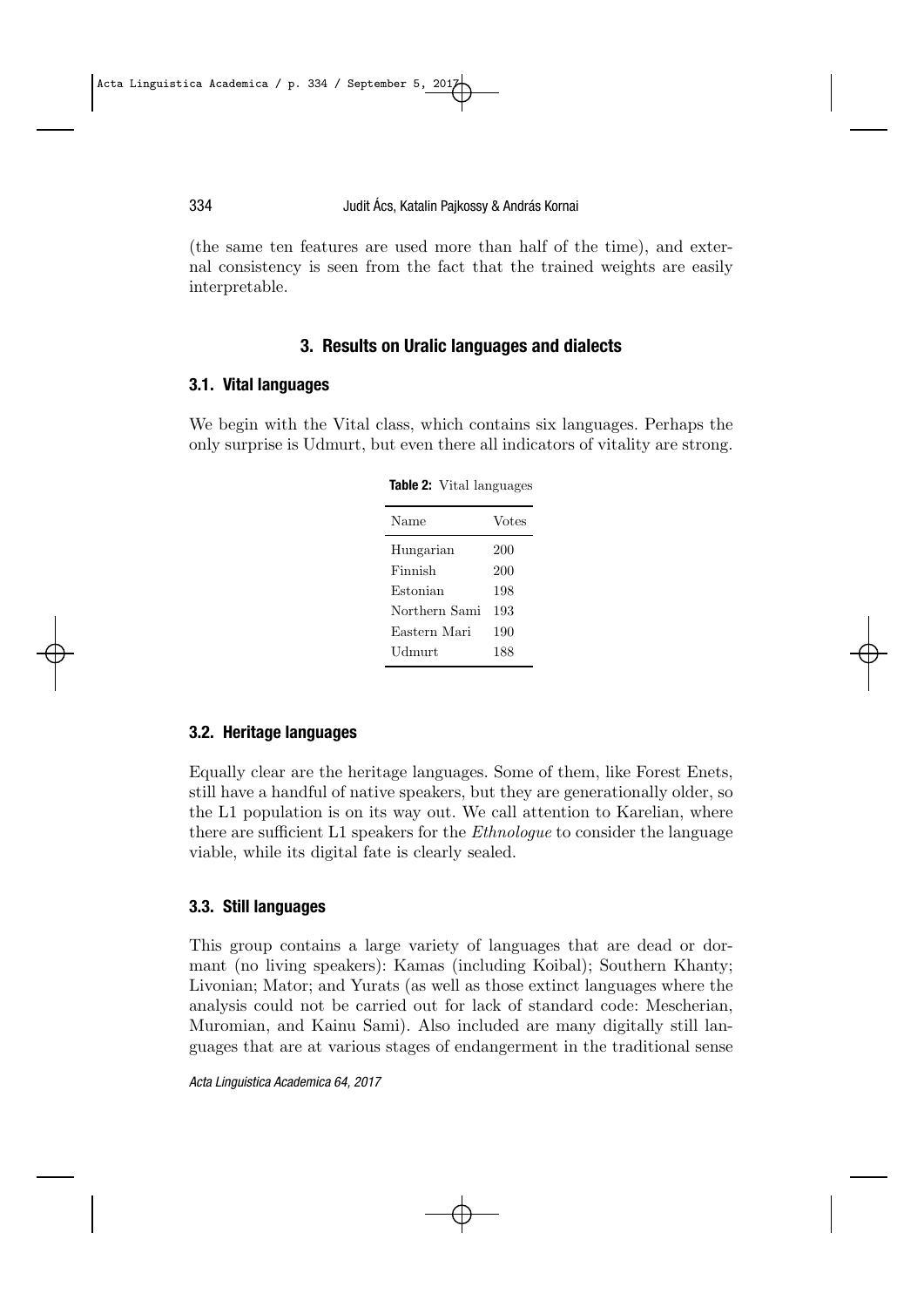(the same ten features are used more than half of the time), and external consistency is seen from the fact that the trained weights are easily interpretable.

## 3. Results on Uralic languages and dialects

### 3.1. Vital languages

We begin with the Vital class, which contains six languages. Perhaps the only surprise is Udmurt, but even there all indicators of vitality are strong.

**Table 2:** Vital languages

| Name | Votes |
|---|---|
| Hungarian | 200 |
| Finnish | 200 |
| Estonian | 198 |
| Northern Sami | 193 |
| Eastern Mari | 190 |
| Udmurt | 188 |

### 3.2. Heritage languages

Equally clear are the heritage languages. Some of them, like Forest Enets, still have a handful of native speakers, but they are generationally older, so the L1 population is on its way out. We call attention to Karelian, where there are sufficient L1 speakers for the *Ethnologue* to consider the language viable, while its digital fate is clearly sealed.

### 3.3. Still languages

This group contains a large variety of languages that are dead or dormant (no living speakers): Kamas (including Koibal); Southern Khanty; Livonian; Mator; and Yurats (as well as those extinct languages where the analysis could not be carried out for lack of standard code: Mescherian, Muromian, and Kainu Sami). Also included are many digitally still languages that are at various stages of endangerment in the traditional sense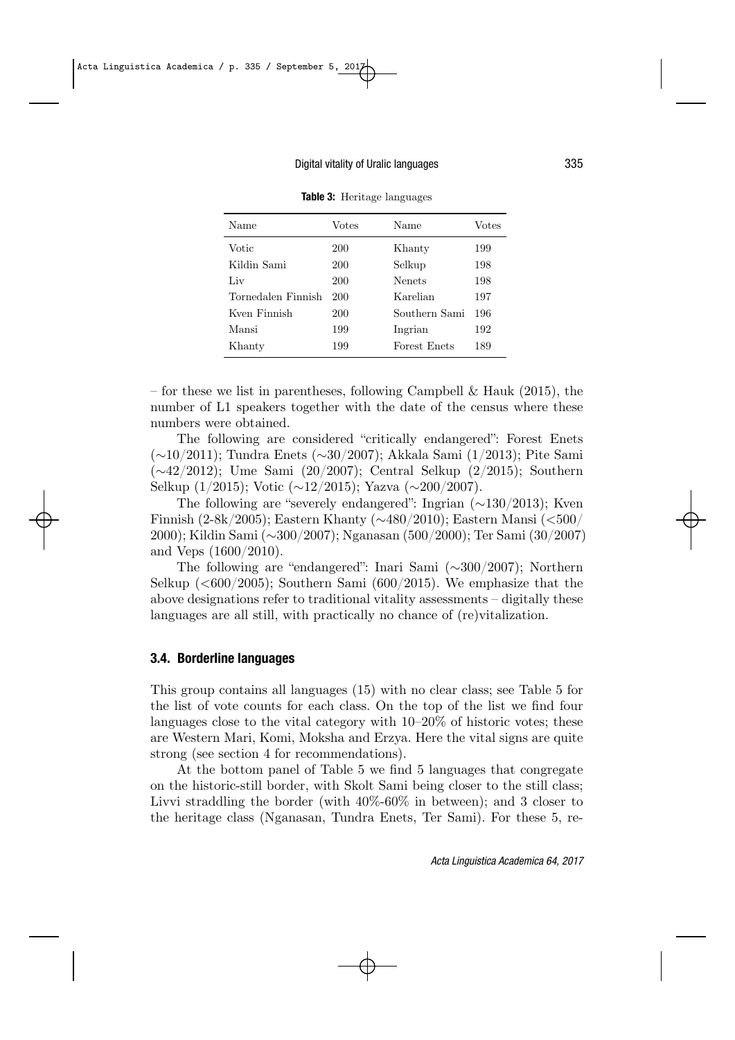**Table 3:** Heritage languages

| Name | Votes | Name | Votes |
|---|---|---|---|
| Votic | 200 | Khanty | 199 |
| Kildin Sami | 200 | Selkup | 198 |
| Liv | 200 | Nenets | 198 |
| Tornedalen Finnish | 200 | Karelian | 197 |
| Kven Finnish | 200 | Southern Sami | 196 |
| Mansi | 199 | Ingrian | 192 |
| Khanty | 199 | Forest Enets | 189 |

– for these we list in parentheses, following Campbell & Hauk (2015), the number of L1 speakers together with the date of the census where these numbers were obtained.

The following are considered "critically endangered": Forest Enets (∼10/2011); Tundra Enets (∼30/2007); Akkala Sami (1/2013); Pite Sami (∼42/2012); Ume Sami (20/2007); Central Selkup (2/2015); Southern Selkup (1/2015); Votic (∼12/2015); Yazva (∼200/2007).

The following are "severely endangered": Ingrian (∼130/2013); Kven Finnish (2-8k/2005); Eastern Khanty (∼480/2010); Eastern Mansi (<500/2000); Kildin Sami (∼300/2007); Nganasan (500/2000); Ter Sami (30/2007) and Veps (1600/2010).

The following are "endangered": Inari Sami (∼300/2007); Northern Selkup (<600/2005); Southern Sami (600/2015). We emphasize that the above designations refer to traditional vitality assessments – digitally these languages are all still, with practically no chance of (re)vitalization.

### 3.4. Borderline languages

This group contains all languages (15) with no clear class; see Table 5 for the list of vote counts for each class. On the top of the list we find four languages close to the vital category with 10–20% of historic votes; these are Western Mari, Komi, Moksha and Erzya. Here the vital signs are quite strong (see section 4 for recommendations).

At the bottom panel of Table 5 we find 5 languages that congregate on the historic-still border, with Skolt Sami being closer to the still class; Livvi straddling the border (with 40%-60% in between); and 3 closer to the heritage class (Nganasan, Tundra Enets, Ter Sami). For these 5, re-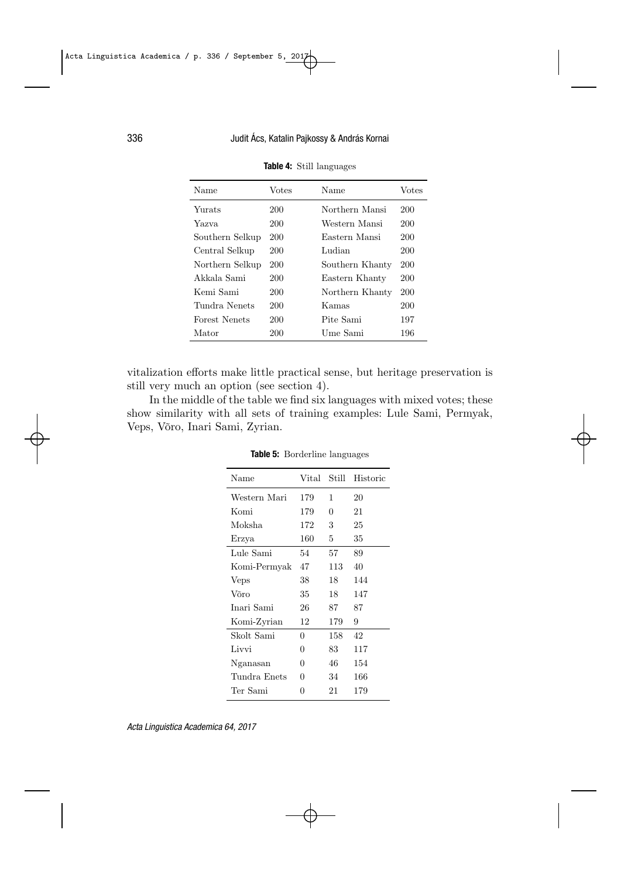**Table 4:** Still languages

| Name | Votes | Name | Votes |
|---|---|---|---|
| Yurats | 200 | Northern Mansi | 200 |
| Yazva | 200 | Western Mansi | 200 |
| Southern Selkup | 200 | Eastern Mansi | 200 |
| Central Selkup | 200 | Ludian | 200 |
| Northern Selkup | 200 | Southern Khanty | 200 |
| Akkala Sami | 200 | Eastern Khanty | 200 |
| Kemi Sami | 200 | Northern Khanty | 200 |
| Tundra Nenets | 200 | Kamas | 200 |
| Forest Nenets | 200 | Pite Sami | 197 |
| Mator | 200 | Ume Sami | 196 |

vitalization efforts make little practical sense, but heritage preservation is still very much an option (see section 4).

In the middle of the table we find six languages with mixed votes; these show similarity with all sets of training examples: Lule Sami, Permyak, Veps, Võro, Inari Sami, Zyrian.

**Table 5:** Borderline languages

| Name | Vital | Still | Historic |
|---|---|---|---|
| Western Mari | 179 | 1 | 20 |
| Komi | 179 | 0 | 21 |
| Moksha | 172 | 3 | 25 |
| Erzya | 160 | 5 | 35 |
| Lule Sami | 54 | 57 | 89 |
| Komi-Permyak | 47 | 113 | 40 |
| Veps | 38 | 18 | 144 |
| Võro | 35 | 18 | 147 |
| Inari Sami | 26 | 87 | 87 |
| Komi-Zyrian | 12 | 179 | 9 |
| Skolt Sami | 0 | 158 | 42 |
| Livvi | 0 | 83 | 117 |
| Nganasan | 0 | 46 | 154 |
| Tundra Enets | 0 | 34 | 166 |
| Ter Sami | 0 | 21 | 179 |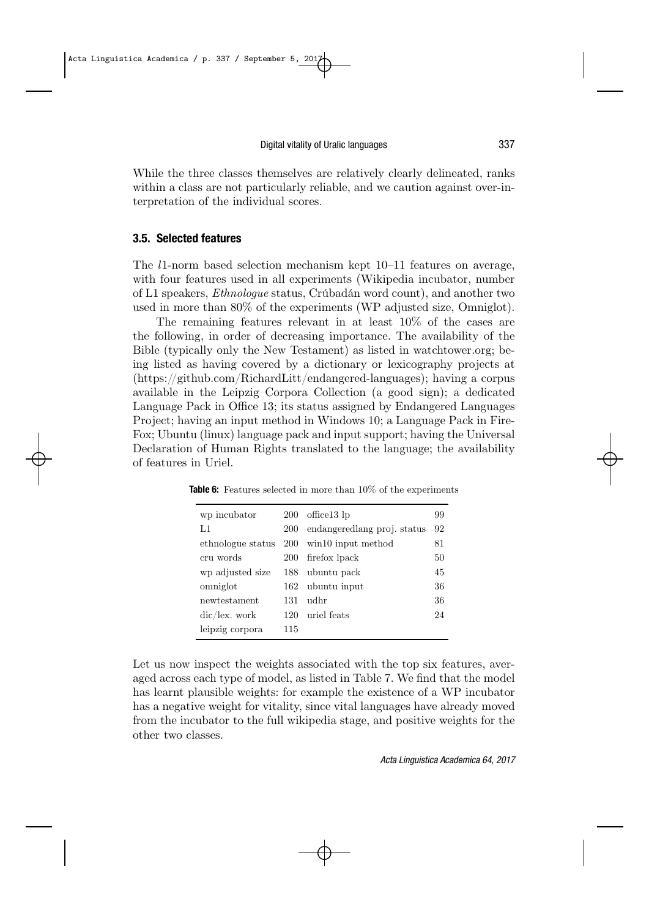While the three classes themselves are relatively clearly delineated, ranks within a class are not particularly reliable, and we caution against over-interpretation of the individual scores.

### 3.5. Selected features

The $l1$-norm based selection mechanism kept 10–11 features on average, with four features used in all experiments (Wikipedia incubator, number of L1 speakers, *Ethnologue* status, Crúbadán word count), and another two used in more than 80% of the experiments (WP adjusted size, Omniglot).

The remaining features relevant in at least 10% of the cases are the following, in order of decreasing importance. The availability of the Bible (typically only the New Testament) as listed in watchtower.org; being listed as having covered by a dictionary or lexicography projects at (https://github.com/RichardLitt/endangered-languages); having a corpus available in the Leipzig Corpora Collection (a good sign); a dedicated Language Pack in Office 13; its status assigned by Endangered Languages Project; having an input method in Windows 10; a Language Pack in FireFox; Ubuntu (linux) language pack and input support; having the Universal Declaration of Human Rights translated to the language; the availability of features in Uriel.

**Table 6:** Features selected in more than 10% of the experiments

| | | | |
|---|---|---|---|
| wp incubator | 200 | office13 lp | 99 |
| L1 | 200 | endangeredlang proj. status | 92 |
| ethnologue status | 200 | win10 input method | 81 |
| cru words | 200 | firefox lpack | 50 |
| wp adjusted size | 188 | ubuntu pack | 45 |
| omniglot | 162 | ubuntu input | 36 |
| newtestament | 131 | udhr | 36 |
| dic/lex. work | 120 | uriel feats | 24 |
| leipzig corpora | 115 | | |

Let us now inspect the weights associated with the top six features, averaged across each type of model, as listed in Table 7. We find that the model has learnt plausible weights: for example the existence of a WP incubator has a negative weight for vitality, since vital languages have already moved from the incubator to the full wikipedia stage, and positive weights for the other two classes.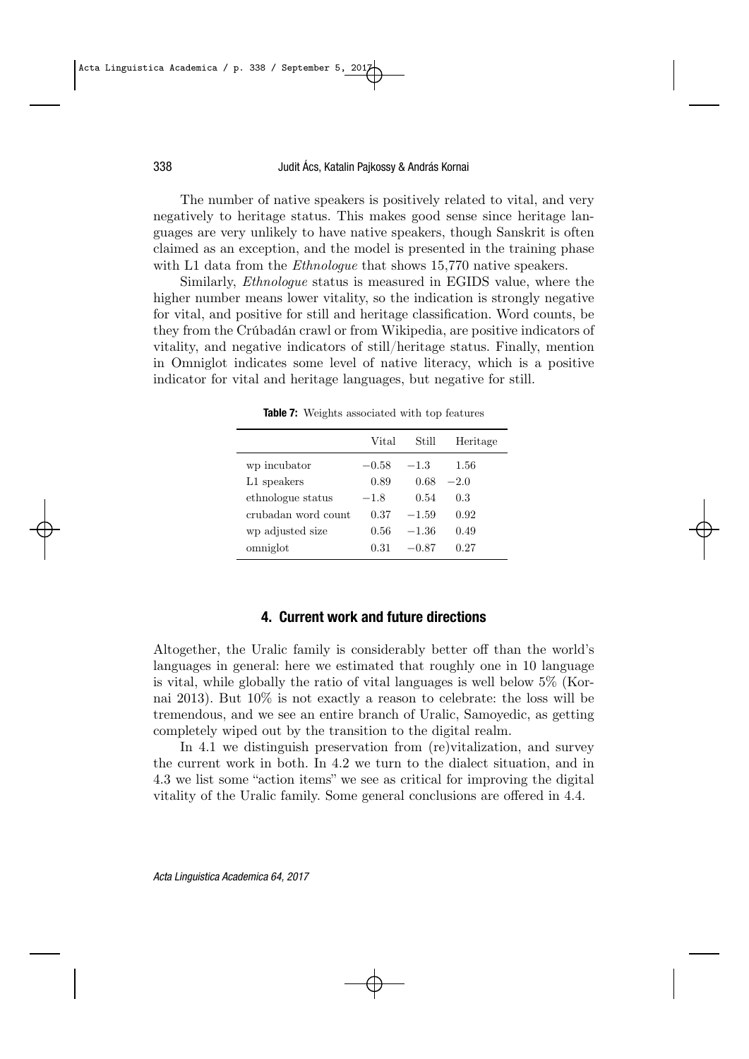The number of native speakers is positively related to vital, and very negatively to heritage status. This makes good sense since heritage languages are very unlikely to have native speakers, though Sanskrit is often claimed as an exception, and the model is presented in the training phase with L1 data from the *Ethnologue* that shows 15,770 native speakers.

Similarly, *Ethnologue* status is measured in EGIDS value, where the higher number means lower vitality, so the indication is strongly negative for vital, and positive for still and heritage classification. Word counts, be they from the Crúbadán crawl or from Wikipedia, are positive indicators of vitality, and negative indicators of still/heritage status. Finally, mention in Omniglot indicates some level of native literacy, which is a positive indicator for vital and heritage languages, but negative for still.

**Table 7:** Weights associated with top features

| | Vital | Still | Heritage |
|---|---|---|---|
| wp incubator | −0.58 | −1.3 | 1.56 |
| L1 speakers | 0.89 | 0.68 | −2.0 |
| ethnologue status | −1.8 | 0.54 | 0.3 |
| crubadan word count | 0.37 | −1.59 | 0.92 |
| wp adjusted size | 0.56 | −1.36 | 0.49 |
| omniglot | 0.31 | −0.87 | 0.27 |

## 4. Current work and future directions

Altogether, the Uralic family is considerably better off than the world's languages in general: here we estimated that roughly one in 10 language is vital, while globally the ratio of vital languages is well below 5% (Kornai 2013). But 10% is not exactly a reason to celebrate: the loss will be tremendous, and we see an entire branch of Uralic, Samoyedic, as getting completely wiped out by the transition to the digital realm.

In 4.1 we distinguish preservation from (re)vitalization, and survey the current work in both. In 4.2 we turn to the dialect situation, and in 4.3 we list some "action items" we see as critical for improving the digital vitality of the Uralic family. Some general conclusions are offered in 4.4.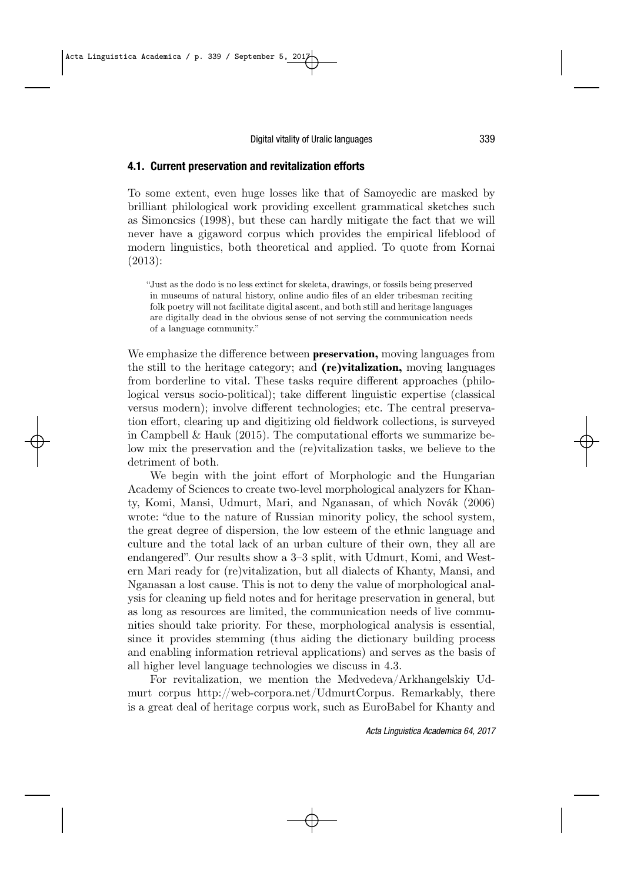### 4.1. Current preservation and revitalization efforts

To some extent, even huge losses like that of Samoyedic are masked by brilliant philological work providing excellent grammatical sketches such as Simoncsics (1998), but these can hardly mitigate the fact that we will never have a gigaword corpus which provides the empirical lifeblood of modern linguistics, both theoretical and applied. To quote from Kornai (2013):

> "Just as the dodo is no less extinct for skeleta, drawings, or fossils being preserved in museums of natural history, online audio files of an elder tribesman reciting folk poetry will not facilitate digital ascent, and both still and heritage languages are digitally dead in the obvious sense of not serving the communication needs of a language community."

We emphasize the difference between **preservation,** moving languages from the still to the heritage category; and **(re)vitalization,** moving languages from borderline to vital. These tasks require different approaches (philological versus socio-political); take different linguistic expertise (classical versus modern); involve different technologies; etc. The central preservation effort, clearing up and digitizing old fieldwork collections, is surveyed in Campbell & Hauk (2015). The computational efforts we summarize below mix the preservation and the (re)vitalization tasks, we believe to the detriment of both.

We begin with the joint effort of Morphologic and the Hungarian Academy of Sciences to create two-level morphological analyzers for Khanty, Komi, Mansi, Udmurt, Mari, and Nganasan, of which Novák (2006) wrote: "due to the nature of Russian minority policy, the school system, the great degree of dispersion, the low esteem of the ethnic language and culture and the total lack of an urban culture of their own, they all are endangered". Our results show a 3–3 split, with Udmurt, Komi, and Western Mari ready for (re)vitalization, but all dialects of Khanty, Mansi, and Nganasan a lost cause. This is not to deny the value of morphological analysis for cleaning up field notes and for heritage preservation in general, but as long as resources are limited, the communication needs of live communities should take priority. For these, morphological analysis is essential, since it provides stemming (thus aiding the dictionary building process and enabling information retrieval applications) and serves as the basis of all higher level language technologies we discuss in 4.3.

For revitalization, we mention the Medvedeva/Arkhangelskiy Udmurt corpus http://web-corpora.net/UdmurtCorpus. Remarkably, there is a great deal of heritage corpus work, such as EuroBabel for Khanty and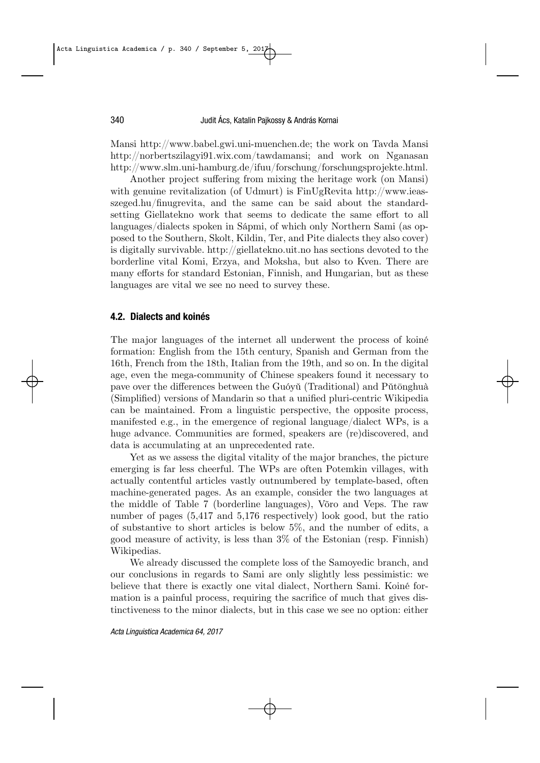Mansi http://www.babel.gwi.uni-muenchen.de; the work on Tavda Mansi http://norbertszilagyi91.wix.com/tawdamansi; and work on Nganasan http://www.slm.uni-hamburg.de/ifuu/forschung/forschungsprojekte.html.

Another project suffering from mixing the heritage work (on Mansi) with genuine revitalization (of Udmurt) is FinUgRevita http://www.ieas-szeged.hu/finugrevita, and the same can be said about the standard-setting Giellatekno work that seems to dedicate the same effort to all languages/dialects spoken in Sápmi, of which only Northern Sami (as opposed to the Southern, Skolt, Kildin, Ter, and Pite dialects they also cover) is digitally survivable. http://giellatekno.uit.no has sections devoted to the borderline vital Komi, Erzya, and Moksha, but also to Kven. There are many efforts for standard Estonian, Finnish, and Hungarian, but as these languages are vital we see no need to survey these.

### 4.2. Dialects and koinés

The major languages of the internet all underwent the process of koiné formation: English from the 15th century, Spanish and German from the 16th, French from the 18th, Italian from the 19th, and so on. In the digital age, even the mega-community of Chinese speakers found it necessary to pave over the differences between the Guóyǔ (Traditional) and Pǔtōnghuà (Simplified) versions of Mandarin so that a unified pluri-centric Wikipedia can be maintained. From a linguistic perspective, the opposite process, manifested e.g., in the emergence of regional language/dialect WPs, is a huge advance. Communities are formed, speakers are (re)discovered, and data is accumulating at an unprecedented rate.

Yet as we assess the digital vitality of the major branches, the picture emerging is far less cheerful. The WPs are often Potemkin villages, with actually contentful articles vastly outnumbered by template-based, often machine-generated pages. As an example, consider the two languages at the middle of Table 7 (borderline languages), Võro and Veps. The raw number of pages (5,417 and 5,176 respectively) look good, but the ratio of substantive to short articles is below 5%, and the number of edits, a good measure of activity, is less than 3% of the Estonian (resp. Finnish) Wikipedias.

We already discussed the complete loss of the Samoyedic branch, and our conclusions in regards to Sami are only slightly less pessimistic: we believe that there is exactly one vital dialect, Northern Sami. Koiné formation is a painful process, requiring the sacrifice of much that gives distinctiveness to the minor dialects, but in this case we see no option: either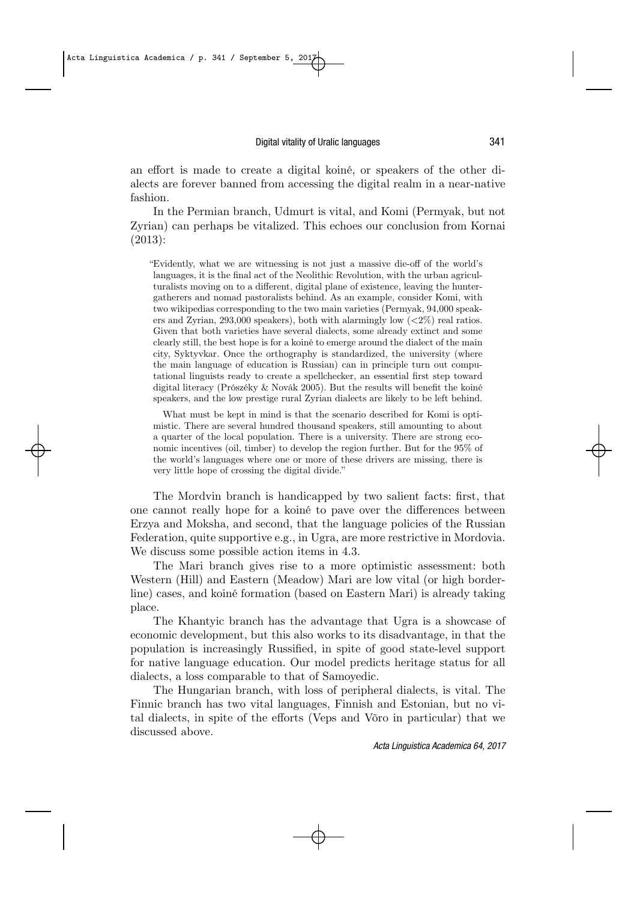an effort is made to create a digital koiné, or speakers of the other dialects are forever banned from accessing the digital realm in a near-native fashion.

In the Permian branch, Udmurt is vital, and Komi (Permyak, but not Zyrian) can perhaps be vitalized. This echoes our conclusion from Kornai (2013):

> "Evidently, what we are witnessing is not just a massive die-off of the world's languages, it is the final act of the Neolithic Revolution, with the urban agriculturalists moving on to a different, digital plane of existence, leaving the hunter-gatherers and nomad pastoralists behind. As an example, consider Komi, with two wikipedias corresponding to the two main varieties (Permyak, 94,000 speakers and Zyrian, 293,000 speakers), both with alarmingly low (<2%) real ratios. Given that both varieties have several dialects, some already extinct and some clearly still, the best hope is for a koiné to emerge around the dialect of the main city, Syktyvkar. Once the orthography is standardized, the university (where the main language of education is Russian) can in principle turn out computational linguists ready to create a spellchecker, an essential first step toward digital literacy (Prószéky & Novák 2005). But the results will benefit the koiné speakers, and the low prestige rural Zyrian dialects are likely to be left behind.
>
> What must be kept in mind is that the scenario described for Komi is optimistic. There are several hundred thousand speakers, still amounting to about a quarter of the local population. There is a university. There are strong economic incentives (oil, timber) to develop the region further. But for the 95% of the world's languages where one or more of these drivers are missing, there is very little hope of crossing the digital divide."

The Mordvin branch is handicapped by two salient facts: first, that one cannot really hope for a koiné to pave over the differences between Erzya and Moksha, and second, that the language policies of the Russian Federation, quite supportive e.g., in Ugra, are more restrictive in Mordovia. We discuss some possible action items in 4.3.

The Mari branch gives rise to a more optimistic assessment: both Western (Hill) and Eastern (Meadow) Mari are low vital (or high borderline) cases, and koiné formation (based on Eastern Mari) is already taking place.

The Khantyic branch has the advantage that Ugra is a showcase of economic development, but this also works to its disadvantage, in that the population is increasingly Russified, in spite of good state-level support for native language education. Our model predicts heritage status for all dialects, a loss comparable to that of Samoyedic.

The Hungarian branch, with loss of peripheral dialects, is vital. The Finnic branch has two vital languages, Finnish and Estonian, but no vital dialects, in spite of the efforts (Veps and Võro in particular) that we discussed above.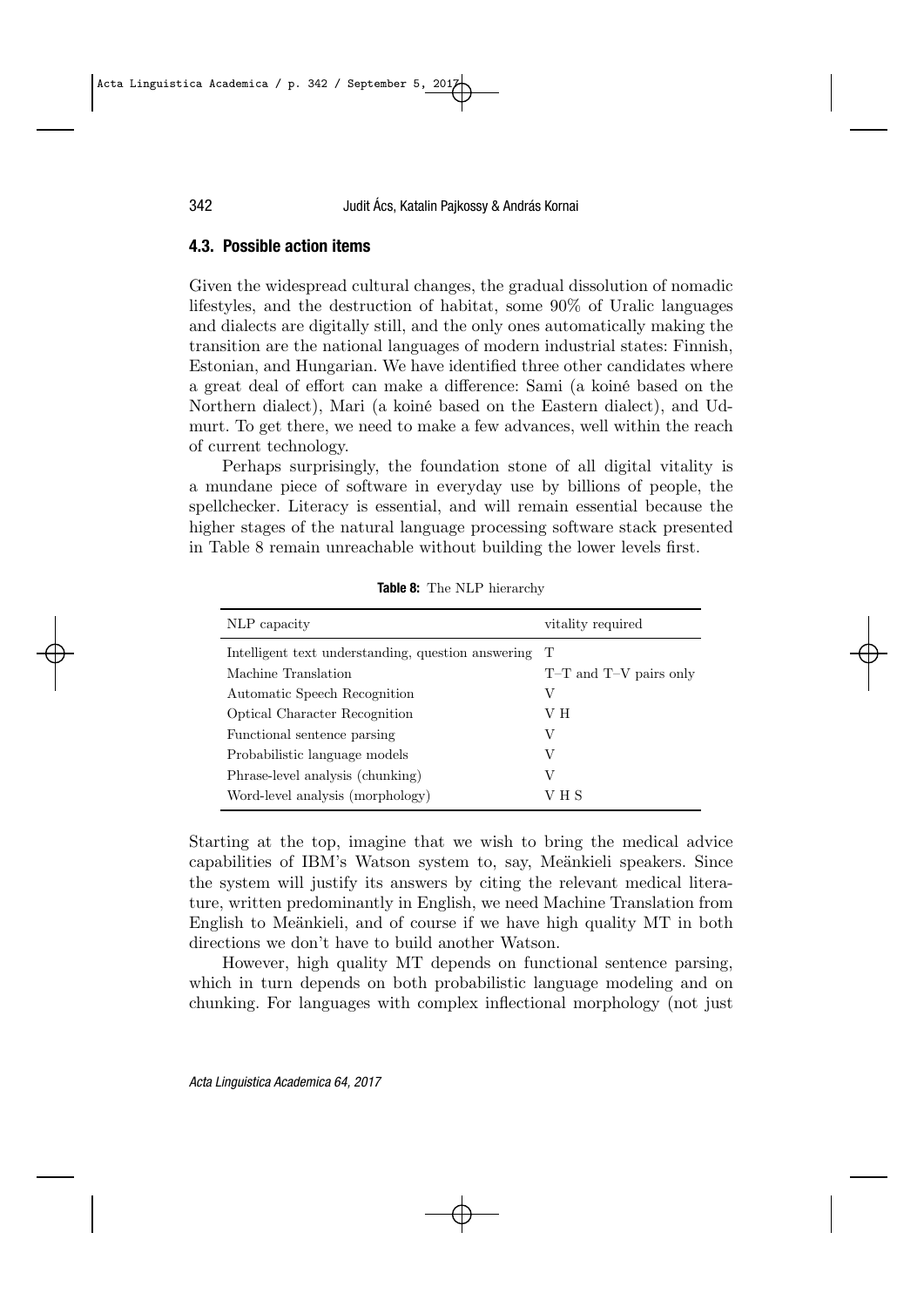### 4.3. Possible action items

Given the widespread cultural changes, the gradual dissolution of nomadic lifestyles, and the destruction of habitat, some 90% of Uralic languages and dialects are digitally still, and the only ones automatically making the transition are the national languages of modern industrial states: Finnish, Estonian, and Hungarian. We have identified three other candidates where a great deal of effort can make a difference: Sami (a koiné based on the Northern dialect), Mari (a koiné based on the Eastern dialect), and Udmurt. To get there, we need to make a few advances, well within the reach of current technology.

Perhaps surprisingly, the foundation stone of all digital vitality is a mundane piece of software in everyday use by billions of people, the spellchecker. Literacy is essential, and will remain essential because the higher stages of the natural language processing software stack presented in Table 8 remain unreachable without building the lower levels first.

**Table 8:** The NLP hierarchy

| NLP capacity | vitality required |
|---|---|
| Intelligent text understanding, question answering | T |
| Machine Translation | T–T and T–V pairs only |
| Automatic Speech Recognition | V |
| Optical Character Recognition | V H |
| Functional sentence parsing | V |
| Probabilistic language models | V |
| Phrase-level analysis (chunking) | V |
| Word-level analysis (morphology) | V H S |

Starting at the top, imagine that we wish to bring the medical advice capabilities of IBM's Watson system to, say, Meänkieli speakers. Since the system will justify its answers by citing the relevant medical literature, written predominantly in English, we need Machine Translation from English to Meänkieli, and of course if we have high quality MT in both directions we don't have to build another Watson.

However, high quality MT depends on functional sentence parsing, which in turn depends on both probabilistic language modeling and on chunking. For languages with complex inflectional morphology (not just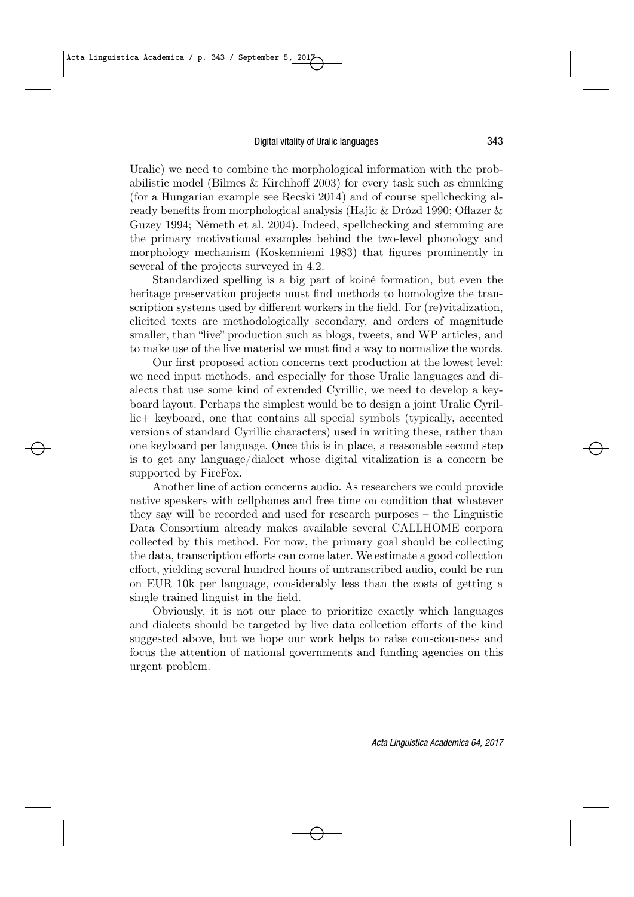Uralic) we need to combine the morphological information with the probabilistic model (Bilmes & Kirchhoff 2003) for every task such as chunking (for a Hungarian example see Recski 2014) and of course spellchecking already benefits from morphological analysis (Hajic & Drózd 1990; Oflazer & Guzey 1994; Németh et al. 2004). Indeed, spellchecking and stemming are the primary motivational examples behind the two-level phonology and morphology mechanism (Koskenniemi 1983) that figures prominently in several of the projects surveyed in 4.2.

Standardized spelling is a big part of koiné formation, but even the heritage preservation projects must find methods to homologize the transcription systems used by different workers in the field. For (re)vitalization, elicited texts are methodologically secondary, and orders of magnitude smaller, than "live" production such as blogs, tweets, and WP articles, and to make use of the live material we must find a way to normalize the words.

Our first proposed action concerns text production at the lowest level: we need input methods, and especially for those Uralic languages and dialects that use some kind of extended Cyrillic, we need to develop a keyboard layout. Perhaps the simplest would be to design a joint Uralic Cyrillic+ keyboard, one that contains all special symbols (typically, accented versions of standard Cyrillic characters) used in writing these, rather than one keyboard per language. Once this is in place, a reasonable second step is to get any language/dialect whose digital vitalization is a concern be supported by FireFox.

Another line of action concerns audio. As researchers we could provide native speakers with cellphones and free time on condition that whatever they say will be recorded and used for research purposes – the Linguistic Data Consortium already makes available several CALLHOME corpora collected by this method. For now, the primary goal should be collecting the data, transcription efforts can come later. We estimate a good collection effort, yielding several hundred hours of untranscribed audio, could be run on EUR 10k per language, considerably less than the costs of getting a single trained linguist in the field.

Obviously, it is not our place to prioritize exactly which languages and dialects should be targeted by live data collection efforts of the kind suggested above, but we hope our work helps to raise consciousness and focus the attention of national governments and funding agencies on this urgent problem.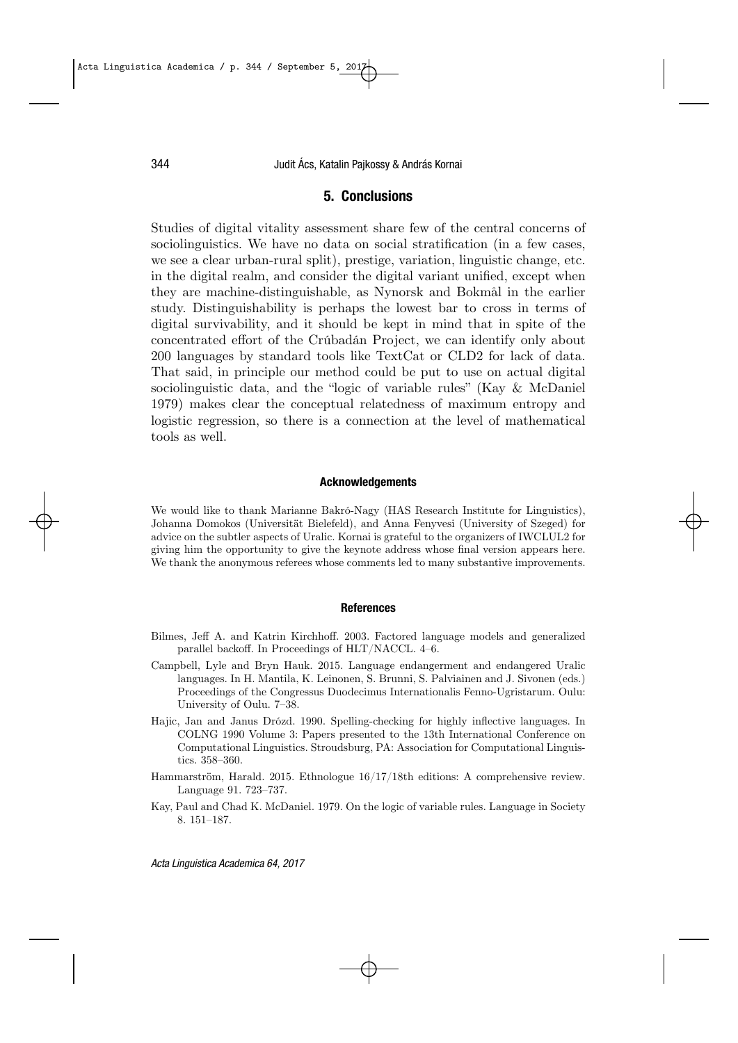## 5. Conclusions

Studies of digital vitality assessment share few of the central concerns of sociolinguistics. We have no data on social stratification (in a few cases, we see a clear urban-rural split), prestige, variation, linguistic change, etc. in the digital realm, and consider the digital variant unified, except when they are machine-distinguishable, as Nynorsk and Bokmål in the earlier study. Distinguishability is perhaps the lowest bar to cross in terms of digital survivability, and it should be kept in mind that in spite of the concentrated effort of the Crúbadán Project, we can identify only about 200 languages by standard tools like TextCat or CLD2 for lack of data. That said, in principle our method could be put to use on actual digital sociolinguistic data, and the "logic of variable rules" (Kay & McDaniel 1979) makes clear the conceptual relatedness of maximum entropy and logistic regression, so there is a connection at the level of mathematical tools as well.

#### Acknowledgements

We would like to thank Marianne Bakró-Nagy (HAS Research Institute for Linguistics), Johanna Domokos (Universität Bielefeld), and Anna Fenyvesi (University of Szeged) for advice on the subtler aspects of Uralic. Kornai is grateful to the organizers of IWCLUL2 for giving him the opportunity to give the keynote address whose final version appears here. We thank the anonymous referees whose comments led to many substantive improvements.

#### References

Bilmes, Jeff A. and Katrin Kirchhoff. 2003. Factored language models and generalized parallel backoff. In Proceedings of HLT/NACCL. 4–6.

Campbell, Lyle and Bryn Hauk. 2015. Language endangerment and endangered Uralic languages. In H. Mantila, K. Leinonen, S. Brunni, S. Palviainen and J. Sivonen (eds.) Proceedings of the Congressus Duodecimus Internationalis Fenno-Ugristarum. Oulu: University of Oulu. 7–38.

Hajic, Jan and Janus Drózd. 1990. Spelling-checking for highly inflective languages. In COLNG 1990 Volume 3: Papers presented to the 13th International Conference on Computational Linguistics. Stroudsburg, PA: Association for Computational Linguistics. 358–360.

Hammarström, Harald. 2015. Ethnologue 16/17/18th editions: A comprehensive review. Language 91. 723–737.

Kay, Paul and Chad K. McDaniel. 1979. On the logic of variable rules. Language in Society 8. 151–187.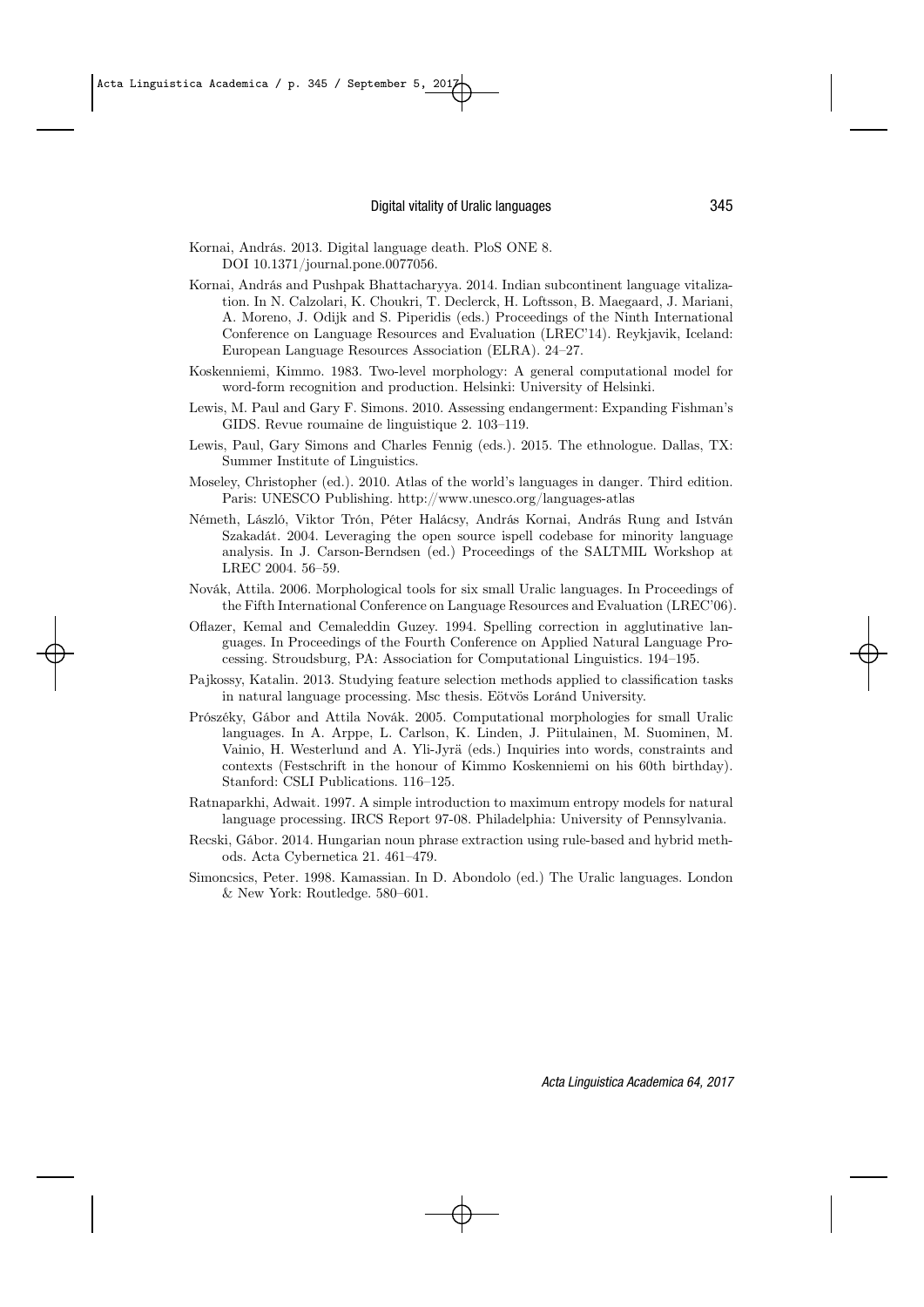Kornai, András. 2013. Digital language death. PloS ONE 8. DOI 10.1371/journal.pone.0077056.

Kornai, András and Pushpak Bhattacharyya. 2014. Indian subcontinent language vitalization. In N. Calzolari, K. Choukri, T. Declerck, H. Loftsson, B. Maegaard, J. Mariani, A. Moreno, J. Odijk and S. Piperidis (eds.) Proceedings of the Ninth International Conference on Language Resources and Evaluation (LREC'14). Reykjavik, Iceland: European Language Resources Association (ELRA). 24–27.

Koskenniemi, Kimmo. 1983. Two-level morphology: A general computational model for word-form recognition and production. Helsinki: University of Helsinki.

Lewis, M. Paul and Gary F. Simons. 2010. Assessing endangerment: Expanding Fishman's GIDS. Revue roumaine de linguistique 2. 103–119.

Lewis, Paul, Gary Simons and Charles Fennig (eds.). 2015. The ethnologue. Dallas, TX: Summer Institute of Linguistics.

Moseley, Christopher (ed.). 2010. Atlas of the world's languages in danger. Third edition. Paris: UNESCO Publishing. http://www.unesco.org/languages-atlas

Németh, László, Viktor Trón, Péter Halácsy, András Kornai, András Rung and István Szakadát. 2004. Leveraging the open source ispell codebase for minority language analysis. In J. Carson-Berndsen (ed.) Proceedings of the SALTMIL Workshop at LREC 2004. 56–59.

Novák, Attila. 2006. Morphological tools for six small Uralic languages. In Proceedings of the Fifth International Conference on Language Resources and Evaluation (LREC'06).

Oflazer, Kemal and Cemaleddin Guzey. 1994. Spelling correction in agglutinative languages. In Proceedings of the Fourth Conference on Applied Natural Language Processing. Stroudsburg, PA: Association for Computational Linguistics. 194–195.

Pajkossy, Katalin. 2013. Studying feature selection methods applied to classification tasks in natural language processing. Msc thesis. Eötvös Loránd University.

Prószéky, Gábor and Attila Novák. 2005. Computational morphologies for small Uralic languages. In A. Arppe, L. Carlson, K. Linden, J. Piitulainen, M. Suominen, M. Vainio, H. Westerlund and A. Yli-Jyrä (eds.) Inquiries into words, constraints and contexts (Festschrift in the honour of Kimmo Koskenniemi on his 60th birthday). Stanford: CSLI Publications. 116–125.

Ratnaparkhi, Adwait. 1997. A simple introduction to maximum entropy models for natural language processing. IRCS Report 97-08. Philadelphia: University of Pennsylvania.

Recski, Gábor. 2014. Hungarian noun phrase extraction using rule-based and hybrid methods. Acta Cybernetica 21. 461–479.

Simoncsics, Peter. 1998. Kamassian. In D. Abondolo (ed.) The Uralic languages. London & New York: Routledge. 580–601.